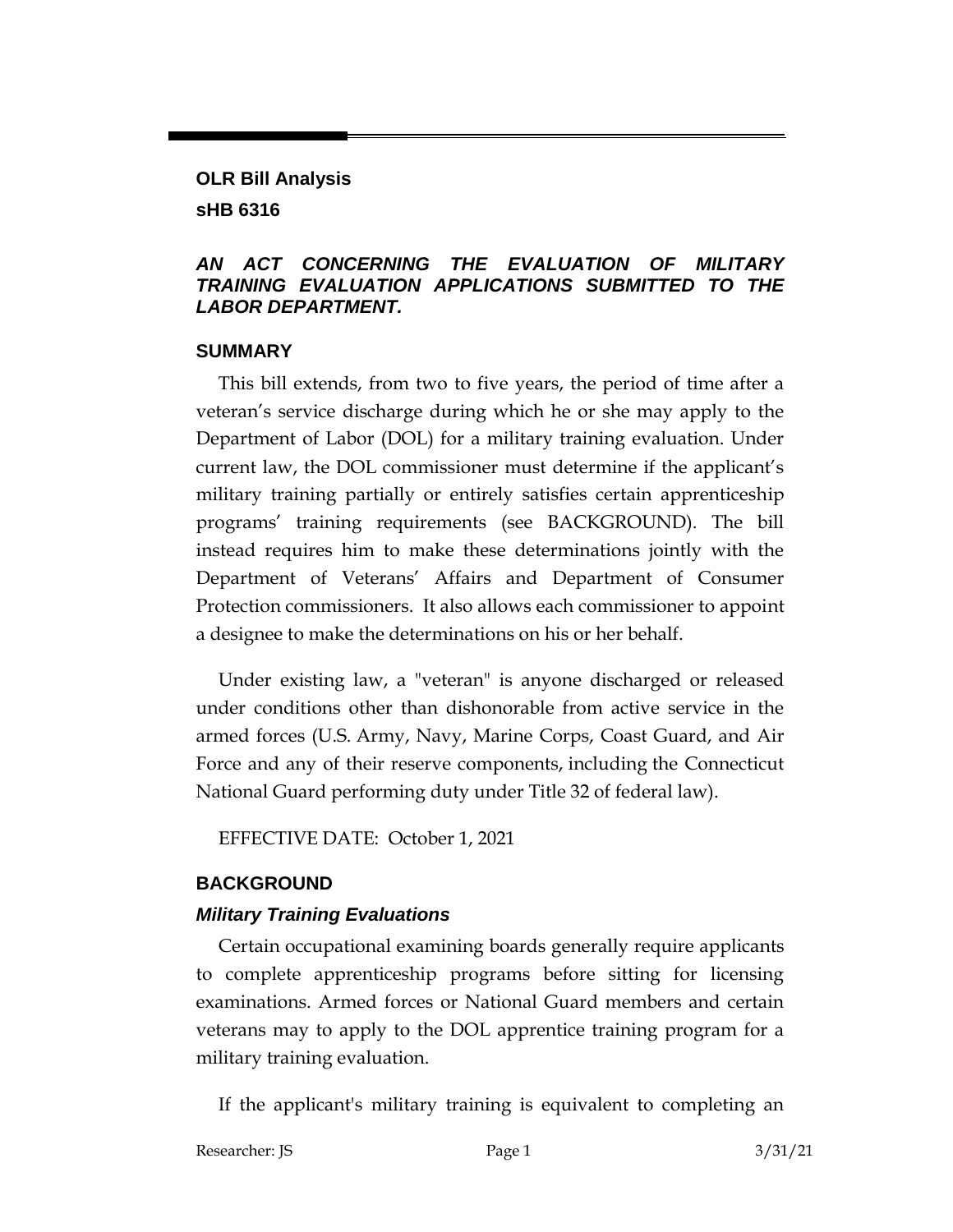**OLR Bill Analysis**

**sHB 6316**

***AN ACT CONCERNING THE EVALUATION OF MILITARY TRAINING EVALUATION APPLICATIONS SUBMITTED TO THE LABOR DEPARTMENT.***

## SUMMARY

This bill extends, from two to five years, the period of time after a veteran's service discharge during which he or she may apply to the Department of Labor (DOL) for a military training evaluation. Under current law, the DOL commissioner must determine if the applicant's military training partially or entirely satisfies certain apprenticeship programs' training requirements (see BACKGROUND). The bill instead requires him to make these determinations jointly with the Department of Veterans' Affairs and Department of Consumer Protection commissioners. It also allows each commissioner to appoint a designee to make the determinations on his or her behalf.

Under existing law, a "veteran" is anyone discharged or released under conditions other than dishonorable from active service in the armed forces (U.S. Army, Navy, Marine Corps, Coast Guard, and Air Force and any of their reserve components, including the Connecticut National Guard performing duty under Title 32 of federal law).

EFFECTIVE DATE: October 1, 2021

## BACKGROUND

### *Military Training Evaluations*

Certain occupational examining boards generally require applicants to complete apprenticeship programs before sitting for licensing examinations. Armed forces or National Guard members and certain veterans may to apply to the DOL apprentice training program for a military training evaluation.

If the applicant's military training is equivalent to completing an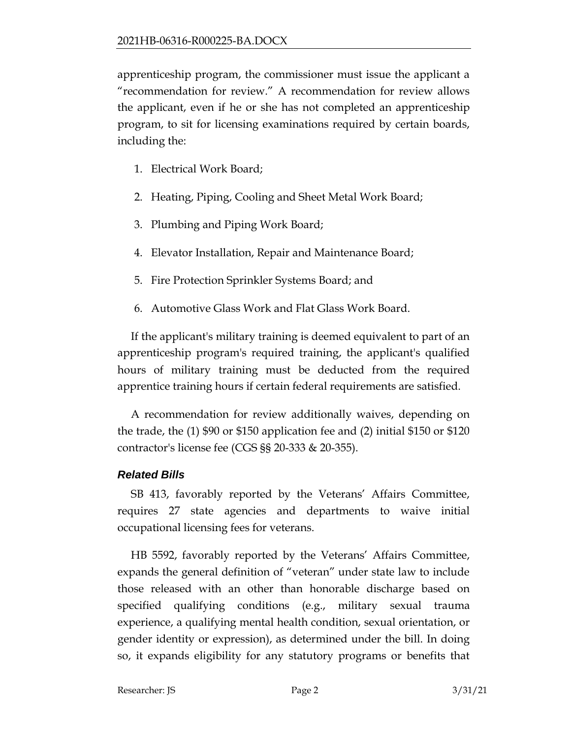apprenticeship program, the commissioner must issue the applicant a "recommendation for review." A recommendation for review allows the applicant, even if he or she has not completed an apprenticeship program, to sit for licensing examinations required by certain boards, including the:

1. Electrical Work Board;
2. Heating, Piping, Cooling and Sheet Metal Work Board;
3. Plumbing and Piping Work Board;
4. Elevator Installation, Repair and Maintenance Board;
5. Fire Protection Sprinkler Systems Board; and
6. Automotive Glass Work and Flat Glass Work Board.

If the applicant's military training is deemed equivalent to part of an apprenticeship program's required training, the applicant's qualified hours of military training must be deducted from the required apprentice training hours if certain federal requirements are satisfied.

A recommendation for review additionally waives, depending on the trade, the (1) $90 or $150 application fee and (2) initial $150 or $120 contractor's license fee (CGS §§ 20-333 & 20-355).

### *Related Bills*

SB 413, favorably reported by the Veterans' Affairs Committee, requires 27 state agencies and departments to waive initial occupational licensing fees for veterans.

HB 5592, favorably reported by the Veterans' Affairs Committee, expands the general definition of "veteran" under state law to include those released with an other than honorable discharge based on specified qualifying conditions (e.g., military sexual trauma experience, a qualifying mental health condition, sexual orientation, or gender identity or expression), as determined under the bill. In doing so, it expands eligibility for any statutory programs or benefits that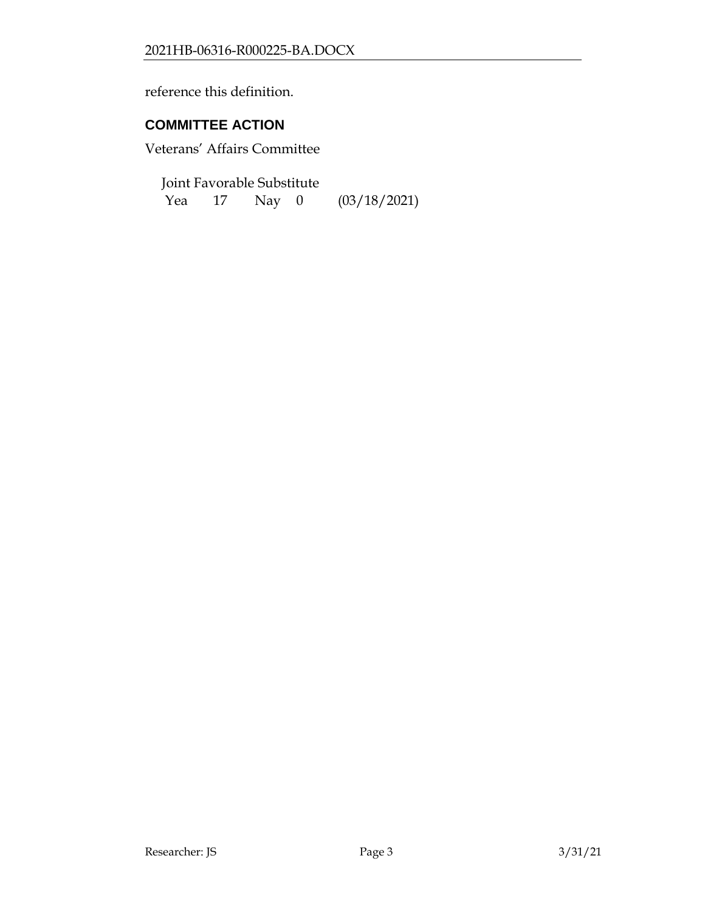reference this definition.

## COMMITTEE ACTION

Veterans' Affairs Committee

Joint Favorable Substitute

| | | | | |
|---|---|---|---|---|
| Yea | 17 | Nay | 0 | (03/18/2021) |